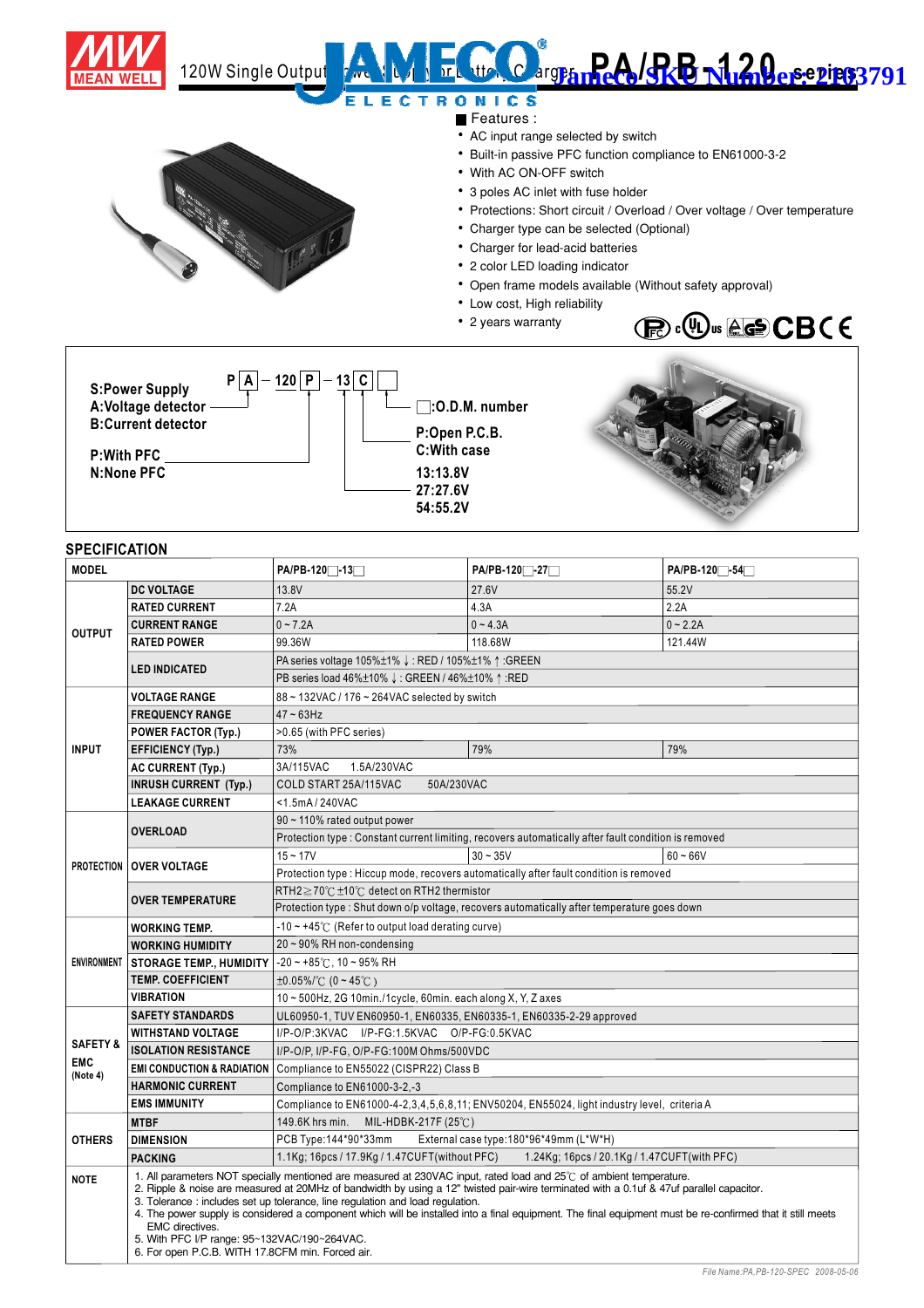# 120W Single Output Power Supply / Battery Charger PA/PB-120 series

Jameco SKU Number: 2103791

## Features :

- AC input range selected by switch
- Built-in passive PFC function compliance to EN61000-3-2
- With AC ON-OFF switch
- 3 poles AC inlet with fuse holder
- Protections: Short circuit / Overload / Over voltage / Over temperature
- Charger type can be selected (Optional)
- Charger for lead-acid batteries
- 2 color LED loading indicator
- Open frame models available (Without safety approval)
- Low cost, High reliability
- 2 years warranty

P A – 120 P – 13 C □

- S:Power Supply
- A:Voltage detector
- B:Current detector
- P:With PFC
- N:None PFC
- □:O.D.M. number
- P:Open P.C.B.
- C:With case
- 13:13.8V
- 27:27.6V
- 54:55.2V

## SPECIFICATION

| MODEL | | PA/PB-120□-13□ | PA/PB-120□-27□ | PA/PB-120□-54□ |
|---|---|---|---|---|
| OUTPUT | DC VOLTAGE | 13.8V | 27.6V | 55.2V |
| | RATED CURRENT | 7.2A | 4.3A | 2.2A |
| | CURRENT RANGE | 0 ~ 7.2A | 0 ~ 4.3A | 0 ~ 2.2A |
| | RATED POWER | 99.36W | 118.68W | 121.44W |
| | LED INDICATED | PA series voltage 105%±1% ↓ : RED / 105%±1% ↑ :GREEN<br>PB series load 46%±10% ↓ : GREEN / 46%±10% ↑ :RED | | |
| INPUT | VOLTAGE RANGE | 88 ~ 132VAC / 176 ~ 264VAC selected by switch | | |
| | FREQUENCY RANGE | 47 ~ 63Hz | | |
| | POWER FACTOR (Typ.) | >0.65 (with PFC series) | | |
| | EFFICIENCY (Typ.) | 73% | 79% | 79% |
| | AC CURRENT (Typ.) | 3A/115VAC 1.5A/230VAC | | |
| | INRUSH CURRENT (Typ.) | COLD START 25A/115VAC 50A/230VAC | | |
| | LEAKAGE CURRENT | <1.5mA / 240VAC | | |
| PROTECTION | OVERLOAD | 90 ~ 110% rated output power<br>Protection type : Constant current limiting, recovers automatically after fault condition is removed | | |
| | OVER VOLTAGE | 15 ~ 17V | 30 ~ 35V | 60 ~ 66V |
| | | Protection type : Hiccup mode, recovers automatically after fault condition is removed | | |
| | OVER TEMPERATURE | RTH2≥70℃ ±10℃ detect on RTH2 thermistor<br>Protection type : Shut down o/p voltage, recovers automatically after temperature goes down | | |
| ENVIRONMENT | WORKING TEMP. | -10 ~ +45℃ (Refer to output load derating curve) | | |
| | WORKING HUMIDITY | 20 ~ 90% RH non-condensing | | |
| | STORAGE TEMP., HUMIDITY | -20 ~ +85℃, 10 ~ 95% RH | | |
| | TEMP. COEFFICIENT | ±0.05%/℃ (0 ~ 45℃) | | |
| | VIBRATION | 10 ~ 500Hz, 2G 10min./1cycle, 60min. each along X, Y, Z axes | | |
| SAFETY & EMC (Note 4) | SAFETY STANDARDS | UL60950-1, TUV EN60950-1, EN60335, EN60335-2-29 approved | | |
| | WITHSTAND VOLTAGE | I/P-O/P:3KVAC I/P-FG:1.5KVAC O/P-FG:0.5KVAC | | |
| | ISOLATION RESISTANCE | I/P-O/P, I/P-FG, O/P-FG:100M Ohms/500VDC | | |
| | EMI CONDUCTION & RADIATION | Compliance to EN55022 (CISPR22) Class B | | |
| | HARMONIC CURRENT | Compliance to EN61000-3-2,-3 | | |
| | EMS IMMUNITY | Compliance to EN61000-4-2,3,4,5,6,8,11; ENV50204, EN55024, light industry level, criteria A | | |
| OTHERS | MTBF | 149.6K hrs min. MIL-HDBK-217F (25℃) | | |
| | DIMENSION | PCB Type:144*90*33mm External case type:180*96*49mm (L*W*H) | | |
| | PACKING | 1.1Kg; 16pcs / 17.9Kg / 1.47CUFT(without PFC) 1.24Kg; 16pcs / 20.1Kg / 1.47CUFT(with PFC) | | |

**NOTE**

1. All parameters NOT specially mentioned are measured at 230VAC input, rated load and 25℃ of ambient temperature.
2. Ripple & noise are measured at 20MHz of bandwidth by using a 12" twisted pair-wire terminated with a 0.1uf & 47uf parallel capacitor.
3. Tolerance : includes set up tolerance, line regulation and load regulation.
4. The power supply is considered a component which will be installed into a final equipment. The final equipment must be re-confirmed that it still meets EMC directives.
5. With PFC I/P range: 95~132VAC/190~264VAC.
6. For open P.C.B. WITH 17.8CFM min. Forced air.

File Name:PA,PB-120-SPEC 2008-05-06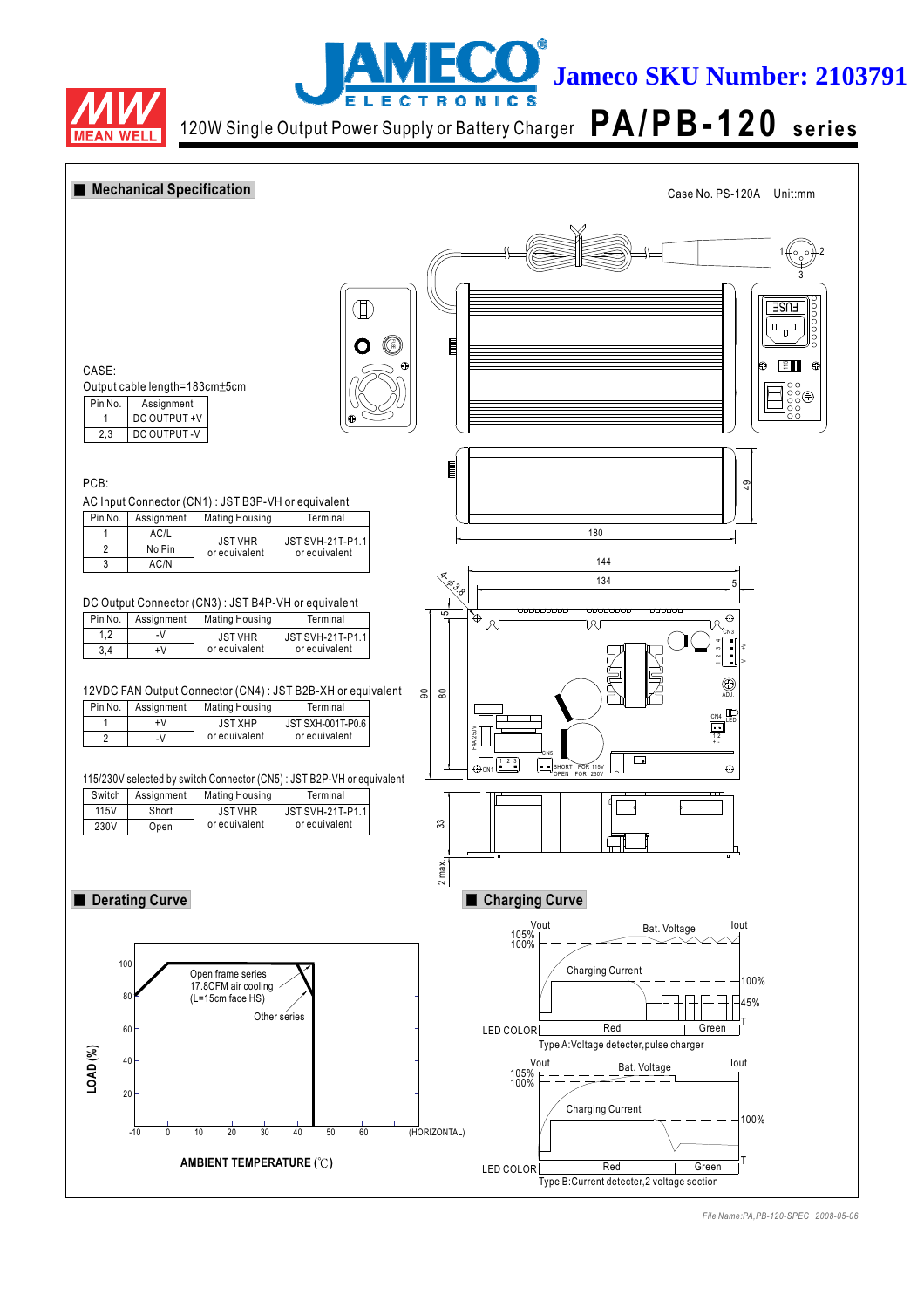Jameco SKU Number: 2103791

120W Single Output Power Supply or Battery Charger **PA/PB-120 series**

## Mechanical Specification

Case No. PS-120A Unit:mm

CASE:

Output cable length=183cm±5cm

| Pin No. | Assignment |
|---|---|
| 1 | DC OUTPUT +V |
| 2,3 | DC OUTPUT -V |

PCB:

AC Input Connector (CN1) : JST B3P-VH or equivalent

| Pin No. | Assignment | Mating Housing | Terminal |
|---|---|---|---|
| 1 | AC/L | JST VHR or equivalent | JST SVH-21T-P1.1 or equivalent |
| 2 | No Pin | | |
| 3 | AC/N | | |

DC Output Connector (CN3) : JST B4P-VH or equivalent

| Pin No. | Assignment | Mating Housing | Terminal |
|---|---|---|---|
| 1,2 | -V | JST VHR or equivalent | JST SVH-21T-P1.1 or equivalent |
| 3,4 | +V | | |

12VDC FAN Output Connector (CN4) : JST B2B-XH or equivalent

| Pin No. | Assignment | Mating Housing | Terminal |
|---|---|---|---|
| 1 | +V | JST XHP or equivalent | JST SXH-001T-P0.6 or equivalent |
| 2 | -V | | |

115/230V selected by switch Connector (CN5) : JST B2P-VH or equivalent

| Switch | Assignment | Mating Housing | Terminal |
|---|---|---|---|
| 115V | Short | JST VHR or equivalent | JST SVH-21T-P1.1 or equivalent |
| 230V | Open | | |

## Derating Curve

LOAD (%)

100
80
60
40
20

-10 0 10 20 30 40 50 60 (HORIZONTAL)

Open frame series
17.8CFM air cooling
(L=15cm face HS)

Other series

AMBIENT TEMPERATURE (℃)

## Charging Curve

Vout
105%
100%
Bat. Voltage
Iout
Charging Current
100%
45%
T
LED COLOR Red Green

Type A:Voltage detecter,pulse charger

Vout
105%
100%
Bat. Voltage
Iout
Charging Current
100%
T
LED COLOR Red Green

Type B:Current detecter,2 voltage section

*File Name:PA,PB-120-SPEC 2008-05-06*